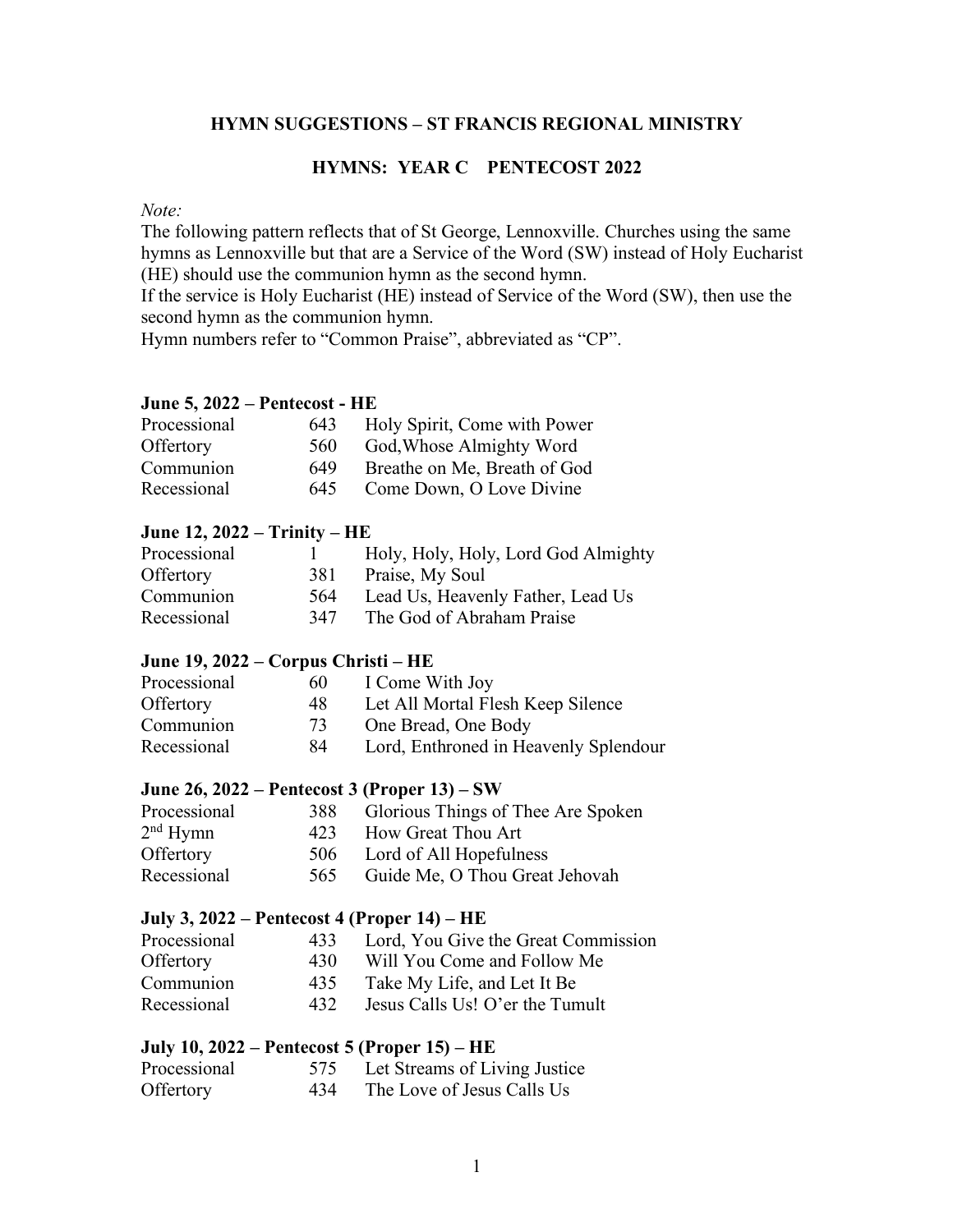## HYMN SUGGESTIONS – ST FRANCIS REGIONAL MINISTRY

## HYMNS: YEAR C PENTECOST 2022

*Note:*

The following pattern reflects that of St George, Lennoxville. Churches using the same hymns as Lennoxville but that are a Service of the Word (SW) instead of Holy Eucharist (HE) should use the communion hymn as the second hymn.

If the service is Holy Eucharist (HE) instead of Service of the Word (SW), then use the second hymn as the communion hymn.

Hymn numbers refer to "Common Praise", abbreviated as "CP".

### June 5, 2022 – Pentecost - HE

| | | |
|---|---|---|
| Processional | 643 | Holy Spirit, Come with Power |
| Offertory | 560 | God,Whose Almighty Word |
| Communion | 649 | Breathe on Me, Breath of God |
| Recessional | 645 | Come Down, O Love Divine |

### June 12, 2022 – Trinity – HE

| | | |
|---|---|---|
| Processional | 1 | Holy, Holy, Holy, Lord God Almighty |
| Offertory | 381 | Praise, My Soul |
| Communion | 564 | Lead Us, Heavenly Father, Lead Us |
| Recessional | 347 | The God of Abraham Praise |

### June 19, 2022 – Corpus Christi – HE

| | | |
|---|---|---|
| Processional | 60 | I Come With Joy |
| Offertory | 48 | Let All Mortal Flesh Keep Silence |
| Communion | 73 | One Bread, One Body |
| Recessional | 84 | Lord, Enthroned in Heavenly Splendour |

### June 26, 2022 – Pentecost 3 (Proper 13) – SW

| | | |
|---|---|---|
| Processional | 388 | Glorious Things of Thee Are Spoken |
| 2nd Hymn | 423 | How Great Thou Art |
| Offertory | 506 | Lord of All Hopefulness |
| Recessional | 565 | Guide Me, O Thou Great Jehovah |

### July 3, 2022 – Pentecost 4 (Proper 14) – HE

| | | |
|---|---|---|
| Processional | 433 | Lord, You Give the Great Commission |
| Offertory | 430 | Will You Come and Follow Me |
| Communion | 435 | Take My Life, and Let It Be |
| Recessional | 432 | Jesus Calls Us! O'er the Tumult |

### July 10, 2022 – Pentecost 5 (Proper 15) – HE

| | | |
|---|---|---|
| Processional | 575 | Let Streams of Living Justice |
| Offertory | 434 | The Love of Jesus Calls Us |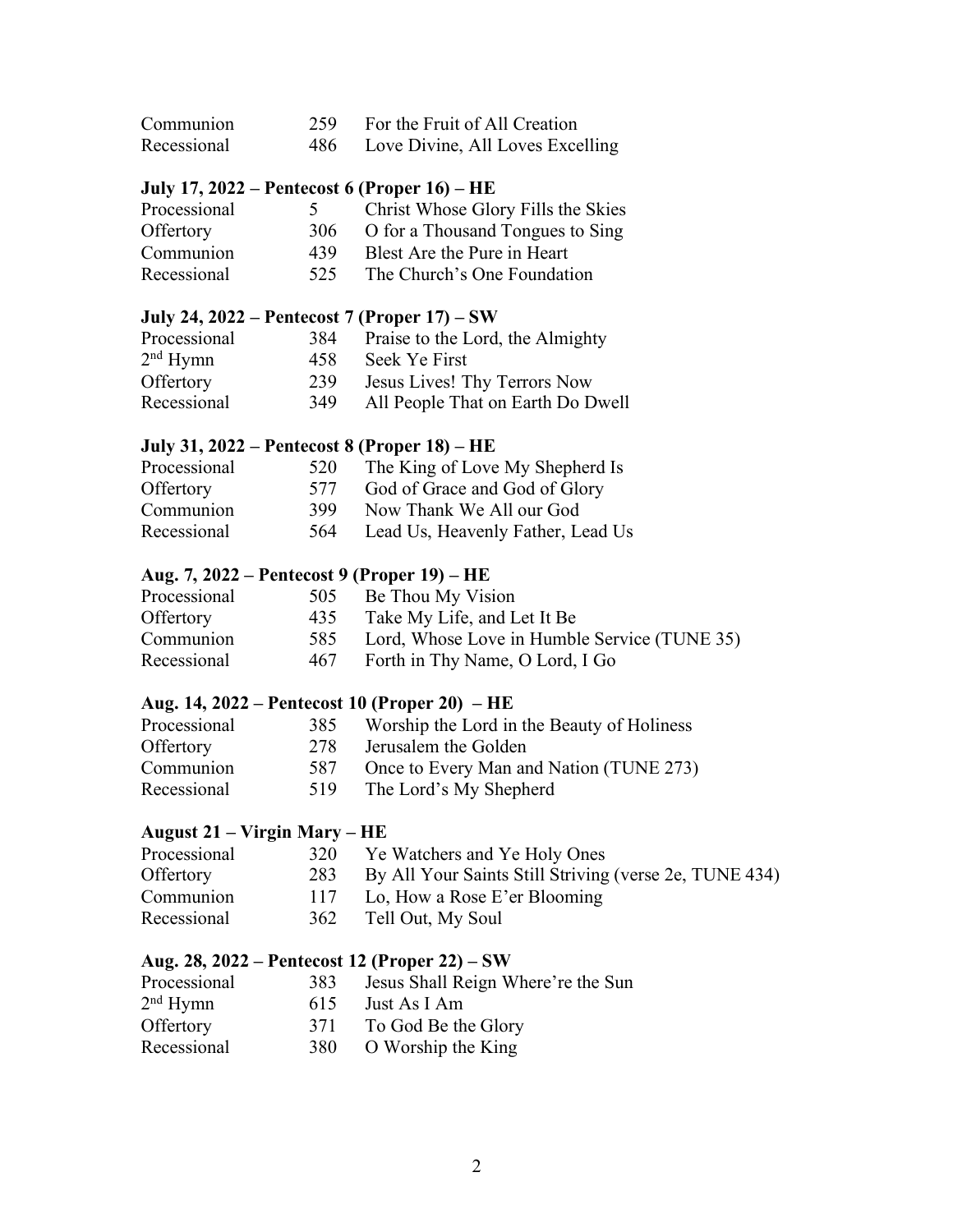| | | |
|---|---|---|
| Communion | 259 | For the Fruit of All Creation |
| Recessional | 486 | Love Divine, All Loves Excelling |

**July 17, 2022 – Pentecost 6 (Proper 16) – HE**

| | | |
|---|---|---|
| Processional | 5 | Christ Whose Glory Fills the Skies |
| Offertory | 306 | O for a Thousand Tongues to Sing |
| Communion | 439 | Blest Are the Pure in Heart |
| Recessional | 525 | The Church's One Foundation |

**July 24, 2022 – Pentecost 7 (Proper 17) – SW**

| | | |
|---|---|---|
| Processional | 384 | Praise to the Lord, the Almighty |
| 2nd Hymn | 458 | Seek Ye First |
| Offertory | 239 | Jesus Lives! Thy Terrors Now |
| Recessional | 349 | All People That on Earth Do Dwell |

**July 31, 2022 – Pentecost 8 (Proper 18) – HE**

| | | |
|---|---|---|
| Processional | 520 | The King of Love My Shepherd Is |
| Offertory | 577 | God of Grace and God of Glory |
| Communion | 399 | Now Thank We All our God |
| Recessional | 564 | Lead Us, Heavenly Father, Lead Us |

**Aug. 7, 2022 – Pentecost 9 (Proper 19) – HE**

| | | |
|---|---|---|
| Processional | 505 | Be Thou My Vision |
| Offertory | 435 | Take My Life, and Let It Be |
| Communion | 585 | Lord, Whose Love in Humble Service (TUNE 35) |
| Recessional | 467 | Forth in Thy Name, O Lord, I Go |

**Aug. 14, 2022 – Pentecost 10 (Proper 20) – HE**

| | | |
|---|---|---|
| Processional | 385 | Worship the Lord in the Beauty of Holiness |
| Offertory | 278 | Jerusalem the Golden |
| Communion | 587 | Once to Every Man and Nation (TUNE 273) |
| Recessional | 519 | The Lord's My Shepherd |

**August 21 – Virgin Mary – HE**

| | | |
|---|---|---|
| Processional | 320 | Ye Watchers and Ye Holy Ones |
| Offertory | 283 | By All Your Saints Still Striving (verse 2e, TUNE 434) |
| Communion | 117 | Lo, How a Rose E'er Blooming |
| Recessional | 362 | Tell Out, My Soul |

**Aug. 28, 2022 – Pentecost 12 (Proper 22) – SW**

| | | |
|---|---|---|
| Processional | 383 | Jesus Shall Reign Where're the Sun |
| 2nd Hymn | 615 | Just As I Am |
| Offertory | 371 | To God Be the Glory |
| Recessional | 380 | O Worship the King |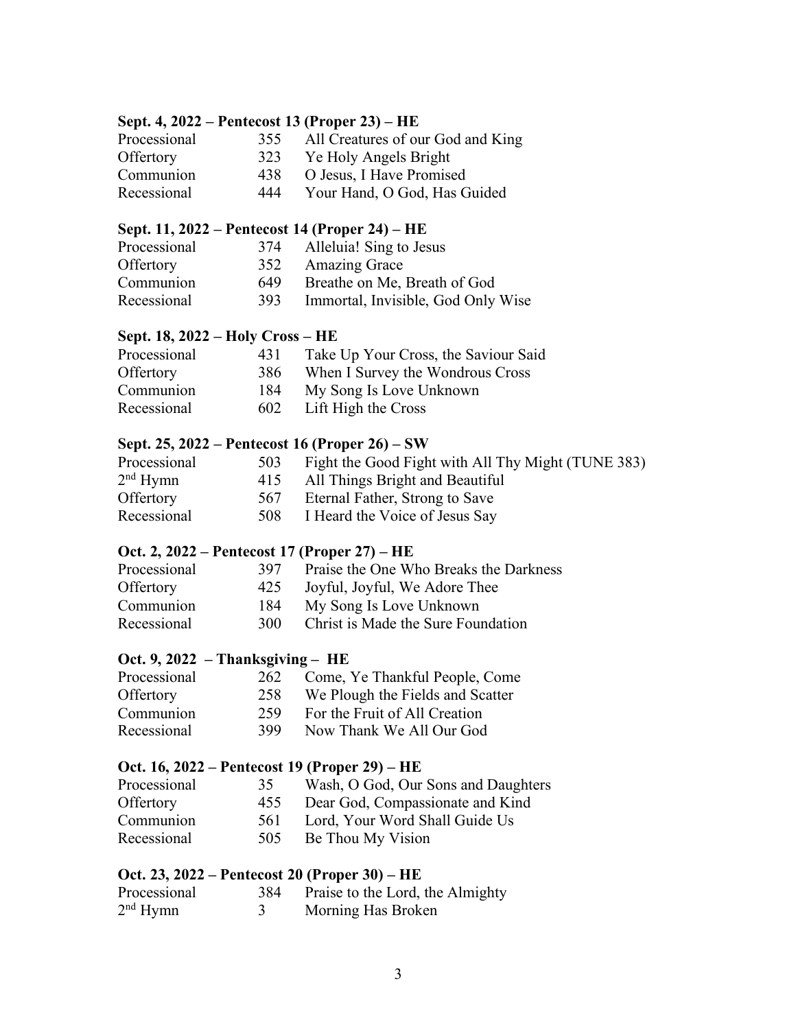**Sept. 4, 2022 – Pentecost 13 (Proper 23) – HE**

| | | |
|---|---|---|
| Processional | 355 | All Creatures of our God and King |
| Offertory | 323 | Ye Holy Angels Bright |
| Communion | 438 | O Jesus, I Have Promised |
| Recessional | 444 | Your Hand, O God, Has Guided |

**Sept. 11, 2022 – Pentecost 14 (Proper 24) – HE**

| | | |
|---|---|---|
| Processional | 374 | Alleluia! Sing to Jesus |
| Offertory | 352 | Amazing Grace |
| Communion | 649 | Breathe on Me, Breath of God |
| Recessional | 393 | Immortal, Invisible, God Only Wise |

**Sept. 18, 2022 – Holy Cross – HE**

| | | |
|---|---|---|
| Processional | 431 | Take Up Your Cross, the Saviour Said |
| Offertory | 386 | When I Survey the Wondrous Cross |
| Communion | 184 | My Song Is Love Unknown |
| Recessional | 602 | Lift High the Cross |

**Sept. 25, 2022 – Pentecost 16 (Proper 26) – SW**

| | | |
|---|---|---|
| Processional | 503 | Fight the Good Fight with All Thy Might (TUNE 383) |
| 2nd Hymn | 415 | All Things Bright and Beautiful |
| Offertory | 567 | Eternal Father, Strong to Save |
| Recessional | 508 | I Heard the Voice of Jesus Say |

**Oct. 2, 2022 – Pentecost 17 (Proper 27) – HE**

| | | |
|---|---|---|
| Processional | 397 | Praise the One Who Breaks the Darkness |
| Offertory | 425 | Joyful, Joyful, We Adore Thee |
| Communion | 184 | My Song Is Love Unknown |
| Recessional | 300 | Christ is Made the Sure Foundation |

**Oct. 9, 2022 – Thanksgiving – HE**

| | | |
|---|---|---|
| Processional | 262 | Come, Ye Thankful People, Come |
| Offertory | 258 | We Plough the Fields and Scatter |
| Communion | 259 | For the Fruit of All Creation |
| Recessional | 399 | Now Thank We All Our God |

**Oct. 16, 2022 – Pentecost 19 (Proper 29) – HE**

| | | |
|---|---|---|
| Processional | 35 | Wash, O God, Our Sons and Daughters |
| Offertory | 455 | Dear God, Compassionate and Kind |
| Communion | 561 | Lord, Your Word Shall Guide Us |
| Recessional | 505 | Be Thou My Vision |

**Oct. 23, 2022 – Pentecost 20 (Proper 30) – HE**

| | | |
|---|---|---|
| Processional | 384 | Praise to the Lord, the Almighty |
| 2nd Hymn | 3 | Morning Has Broken |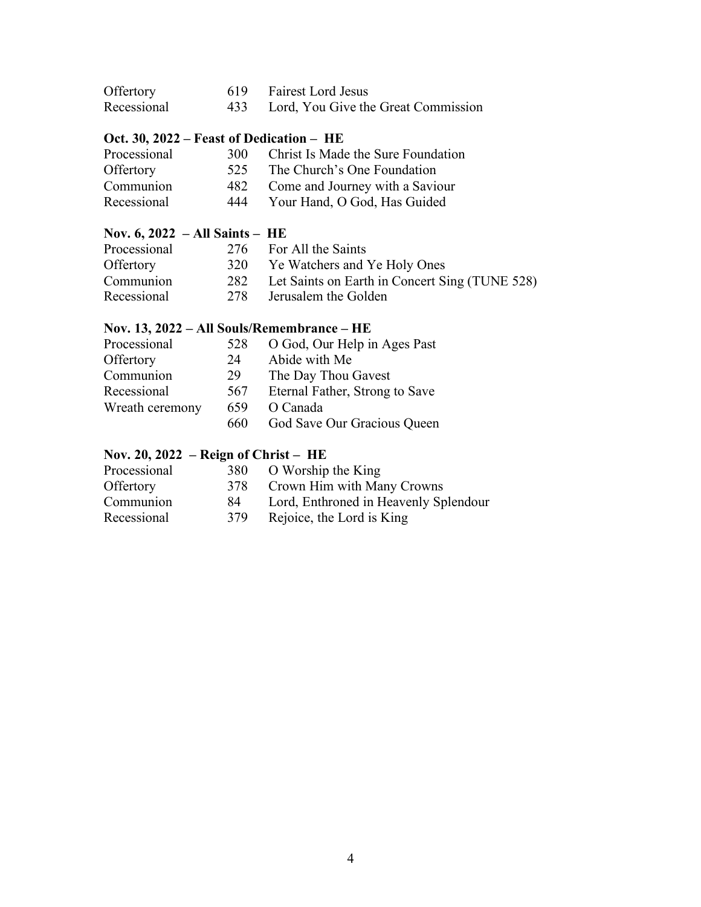| | | |
|---|---|---|
| Offertory | 619 | Fairest Lord Jesus |
| Recessional | 433 | Lord, You Give the Great Commission |

**Oct. 30, 2022 – Feast of Dedication – HE**

| | | |
|---|---|---|
| Processional | 300 | Christ Is Made the Sure Foundation |
| Offertory | 525 | The Church's One Foundation |
| Communion | 482 | Come and Journey with a Saviour |
| Recessional | 444 | Your Hand, O God, Has Guided |

**Nov. 6, 2022 – All Saints – HE**

| | | |
|---|---|---|
| Processional | 276 | For All the Saints |
| Offertory | 320 | Ye Watchers and Ye Holy Ones |
| Communion | 282 | Let Saints on Earth in Concert Sing (TUNE 528) |
| Recessional | 278 | Jerusalem the Golden |

**Nov. 13, 2022 – All Souls/Remembrance – HE**

| | | |
|---|---|---|
| Processional | 528 | O God, Our Help in Ages Past |
| Offertory | 24 | Abide with Me |
| Communion | 29 | The Day Thou Gavest |
| Recessional | 567 | Eternal Father, Strong to Save |
| Wreath ceremony | 659 | O Canada |
| | 660 | God Save Our Gracious Queen |

**Nov. 20, 2022 – Reign of Christ – HE**

| | | |
|---|---|---|
| Processional | 380 | O Worship the King |
| Offertory | 378 | Crown Him with Many Crowns |
| Communion | 84 | Lord, Enthroned in Heavenly Splendour |
| Recessional | 379 | Rejoice, the Lord is King |